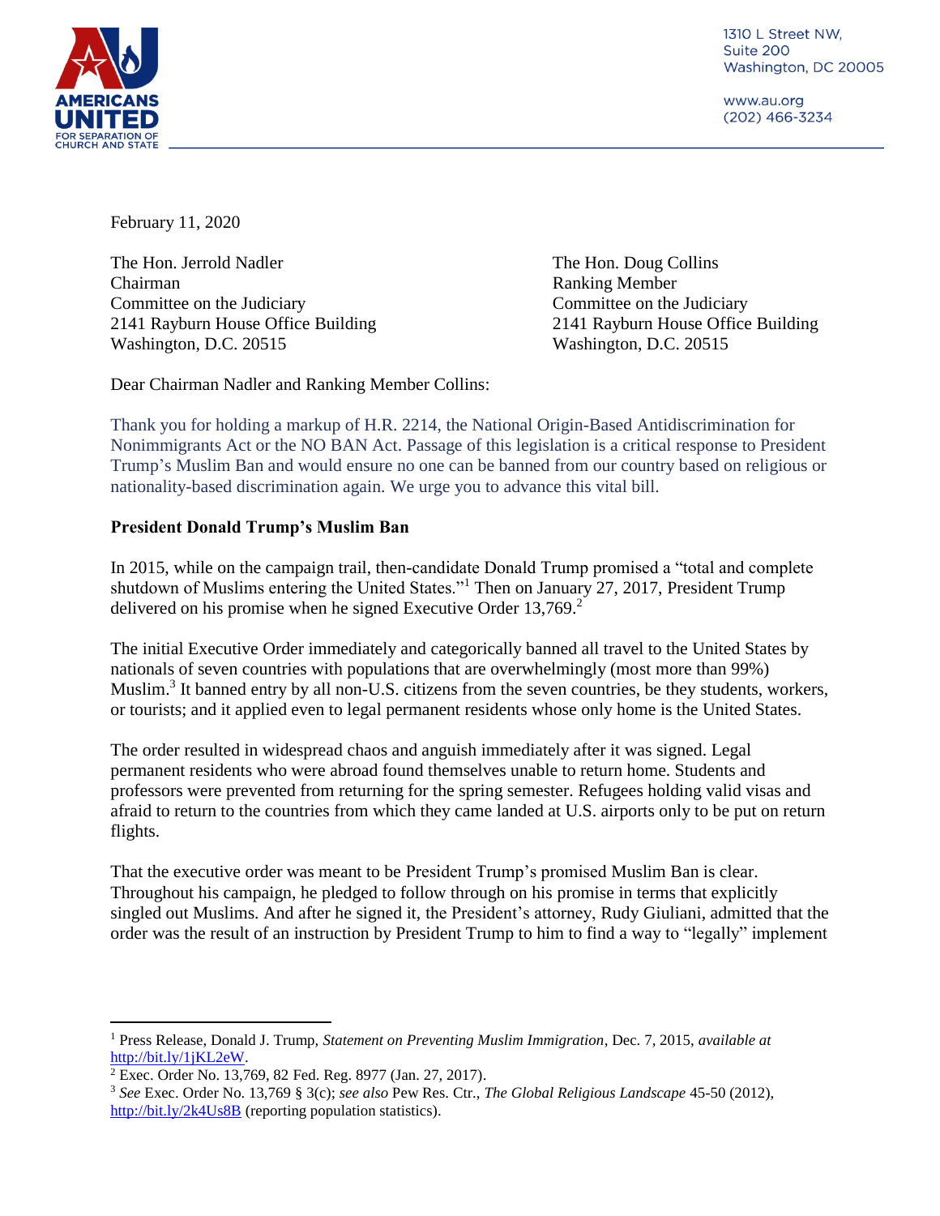1310 L Street NW,
Suite 200
Washington, DC 20005

www.au.org
(202) 466-3234

February 11, 2020

The Hon. Jerrold Nadler
Chairman
Committee on the Judiciary
2141 Rayburn House Office Building
Washington, D.C. 20515

The Hon. Doug Collins
Ranking Member
Committee on the Judiciary
2141 Rayburn House Office Building
Washington, D.C. 20515

Dear Chairman Nadler and Ranking Member Collins:

Thank you for holding a markup of H.R. 2214, the National Origin-Based Antidiscrimination for Nonimmigrants Act or the NO BAN Act. Passage of this legislation is a critical response to President Trump's Muslim Ban and would ensure no one can be banned from our country based on religious or nationality-based discrimination again. We urge you to advance this vital bill.

**President Donald Trump's Muslim Ban**

In 2015, while on the campaign trail, then-candidate Donald Trump promised a "total and complete shutdown of Muslims entering the United States."[1] Then on January 27, 2017, President Trump delivered on his promise when he signed Executive Order 13,769.[2]

The initial Executive Order immediately and categorically banned all travel to the United States by nationals of seven countries with populations that are overwhelmingly (most more than 99%) Muslim.[3] It banned entry by all non-U.S. citizens from the seven countries, be they students, workers, or tourists; and it applied even to legal permanent residents whose only home is the United States.

The order resulted in widespread chaos and anguish immediately after it was signed. Legal permanent residents who were abroad found themselves unable to return home. Students and professors were prevented from returning for the spring semester. Refugees holding valid visas and afraid to return to the countries from which they came landed at U.S. airports only to be put on return flights.

That the executive order was meant to be President Trump's promised Muslim Ban is clear. Throughout his campaign, he pledged to follow through on his promise in terms that explicitly singled out Muslims. And after he signed it, the President's attorney, Rudy Giuliani, admitted that the order was the result of an instruction by President Trump to him to find a way to "legally" implement

---

[1] Press Release, Donald J. Trump, *Statement on Preventing Muslim Immigration*, Dec. 7, 2015, *available at* http://bit.ly/1jKL2eW.

[2] Exec. Order No. 13,769, 82 Fed. Reg. 8977 (Jan. 27, 2017).

[3] *See* Exec. Order No. 13,769 § 3(c); *see also* Pew Res. Ctr., *The Global Religious Landscape* 45-50 (2012), http://bit.ly/2k4Us8B (reporting population statistics).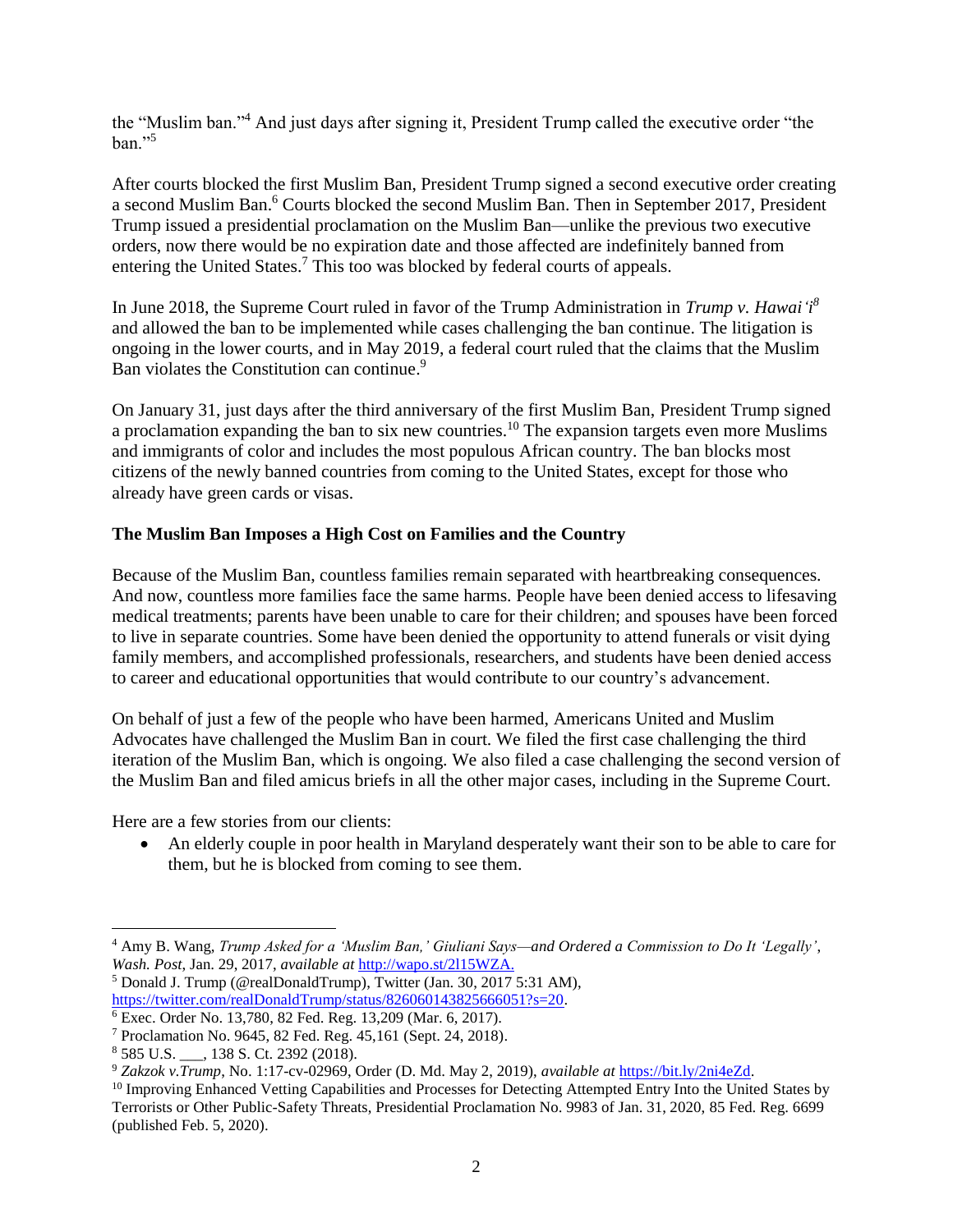the "Muslim ban."[4] And just days after signing it, President Trump called the executive order "the ban."[5]

After courts blocked the first Muslim Ban, President Trump signed a second executive order creating a second Muslim Ban.[6] Courts blocked the second Muslim Ban. Then in September 2017, President Trump issued a presidential proclamation on the Muslim Ban—unlike the previous two executive orders, now there would be no expiration date and those affected are indefinitely banned from entering the United States.[7] This too was blocked by federal courts of appeals.

In June 2018, the Supreme Court ruled in favor of the Trump Administration in *Trump v. Hawai'i*[8] and allowed the ban to be implemented while cases challenging the ban continue. The litigation is ongoing in the lower courts, and in May 2019, a federal court ruled that the claims that the Muslim Ban violates the Constitution can continue.[9]

On January 31, just days after the third anniversary of the first Muslim Ban, President Trump signed a proclamation expanding the ban to six new countries.[10] The expansion targets even more Muslims and immigrants of color and includes the most populous African country. The ban blocks most citizens of the newly banned countries from coming to the United States, except for those who already have green cards or visas.

**The Muslim Ban Imposes a High Cost on Families and the Country**

Because of the Muslim Ban, countless families remain separated with heartbreaking consequences. And now, countless more families face the same harms. People have been denied access to lifesaving medical treatments; parents have been unable to care for their children; and spouses have been forced to live in separate countries. Some have been denied the opportunity to attend funerals or visit dying family members, and accomplished professionals, researchers, and students have been denied access to career and educational opportunities that would contribute to our country's advancement.

On behalf of just a few of the people who have been harmed, Americans United and Muslim Advocates have challenged the Muslim Ban in court. We filed the first case challenging the third iteration of the Muslim Ban, which is ongoing. We also filed a case challenging the second version of the Muslim Ban and filed amicus briefs in all the other major cases, including in the Supreme Court.

Here are a few stories from our clients:

- An elderly couple in poor health in Maryland desperately want their son to be able to care for them, but he is blocked from coming to see them.

---

[4] Amy B. Wang, *Trump Asked for a 'Muslim Ban,' Giuliani Says—and Ordered a Commission to Do It 'Legally'*, *Wash. Post*, Jan. 29, 2017, *available at* http://wapo.st/2l15WZA.

[5] Donald J. Trump (@realDonaldTrump), Twitter (Jan. 30, 2017 5:31 AM), https://twitter.com/realDonaldTrump/status/826060143825666051?s=20.

[6] Exec. Order No. 13,780, 82 Fed. Reg. 13,209 (Mar. 6, 2017).

[7] Proclamation No. 9645, 82 Fed. Reg. 45,161 (Sept. 24, 2018).

[8] 585 U.S. ___, 138 S. Ct. 2392 (2018).

[9] *Zakzok v.Trump*, No. 1:17-cv-02969, Order (D. Md. May 2, 2019), *available at* https://bit.ly/2ni4eZd.

[10] Improving Enhanced Vetting Capabilities and Processes for Detecting Attempted Entry Into the United States by Terrorists or Other Public-Safety Threats, Presidential Proclamation No. 9983 of Jan. 31, 2020, 85 Fed. Reg. 6699 (published Feb. 5, 2020).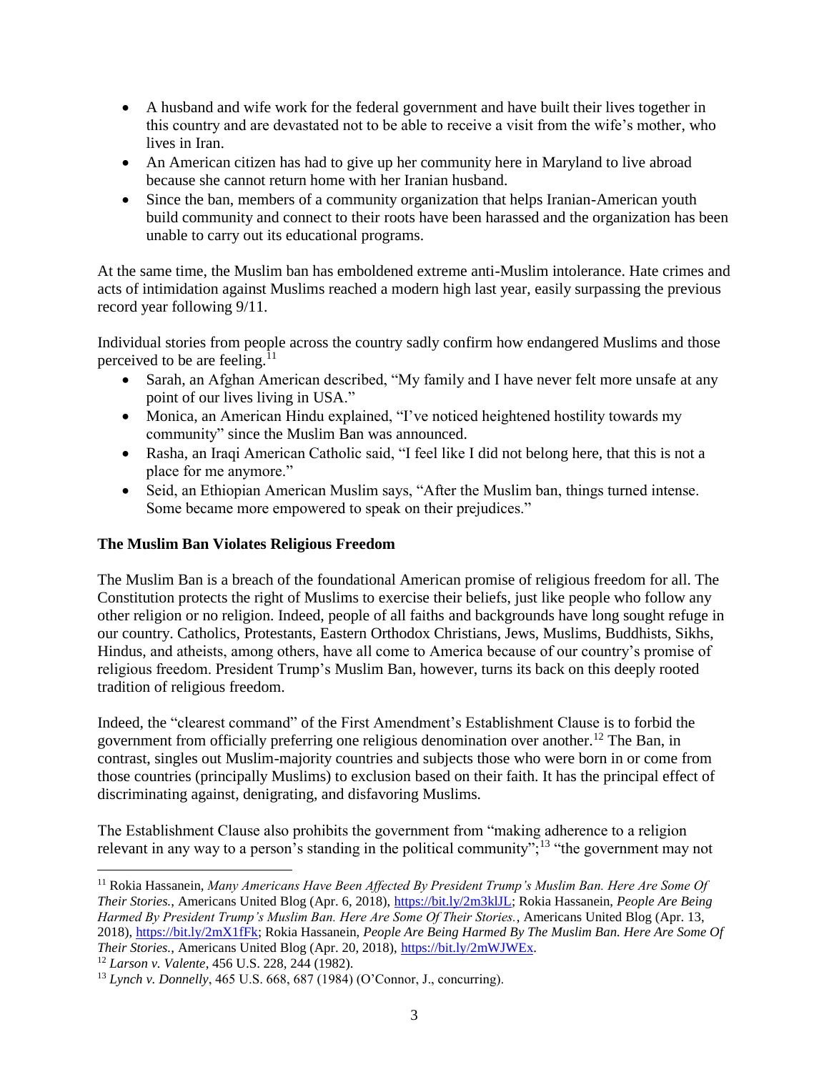- A husband and wife work for the federal government and have built their lives together in this country and are devastated not to be able to receive a visit from the wife's mother, who lives in Iran.
- An American citizen has had to give up her community here in Maryland to live abroad because she cannot return home with her Iranian husband.
- Since the ban, members of a community organization that helps Iranian-American youth build community and connect to their roots have been harassed and the organization has been unable to carry out its educational programs.

At the same time, the Muslim ban has emboldened extreme anti-Muslim intolerance. Hate crimes and acts of intimidation against Muslims reached a modern high last year, easily surpassing the previous record year following 9/11.

Individual stories from people across the country sadly confirm how endangered Muslims and those perceived to be are feeling.[11]

- Sarah, an Afghan American described, "My family and I have never felt more unsafe at any point of our lives living in USA."
- Monica, an American Hindu explained, "I've noticed heightened hostility towards my community" since the Muslim Ban was announced.
- Rasha, an Iraqi American Catholic said, "I feel like I did not belong here, that this is not a place for me anymore."
- Seid, an Ethiopian American Muslim says, "After the Muslim ban, things turned intense. Some became more empowered to speak on their prejudices."

**The Muslim Ban Violates Religious Freedom**

The Muslim Ban is a breach of the foundational American promise of religious freedom for all. The Constitution protects the right of Muslims to exercise their beliefs, just like people who follow any other religion or no religion. Indeed, people of all faiths and backgrounds have long sought refuge in our country. Catholics, Protestants, Eastern Orthodox Christians, Jews, Muslims, Buddhists, Sikhs, Hindus, and atheists, among others, have all come to America because of our country's promise of religious freedom. President Trump's Muslim Ban, however, turns its back on this deeply rooted tradition of religious freedom.

Indeed, the "clearest command" of the First Amendment's Establishment Clause is to forbid the government from officially preferring one religious denomination over another.[12] The Ban, in contrast, singles out Muslim-majority countries and subjects those who were born in or come from those countries (principally Muslims) to exclusion based on their faith. It has the principal effect of discriminating against, denigrating, and disfavoring Muslims.

The Establishment Clause also prohibits the government from "making adherence to a religion relevant in any way to a person's standing in the political community";[13] "the government may not

---

[11] Rokia Hassanein, *Many Americans Have Been Affected By President Trump's Muslim Ban. Here Are Some Of Their Stories.*, Americans United Blog (Apr. 6, 2018), https://bit.ly/2m3klJL; Rokia Hassanein, *People Are Being Harmed By President Trump's Muslim Ban. Here Are Some Of Their Stories.*, Americans United Blog (Apr. 13, 2018), https://bit.ly/2mX1fFk; Rokia Hassanein, *People Are Being Harmed By The Muslim Ban. Here Are Some Of Their Stories.*, Americans United Blog (Apr. 20, 2018), https://bit.ly/2mWJWEx.

[12] *Larson v. Valente*, 456 U.S. 228, 244 (1982).

[13] *Lynch v. Donnelly*, 465 U.S. 668, 687 (1984) (O'Connor, J., concurring).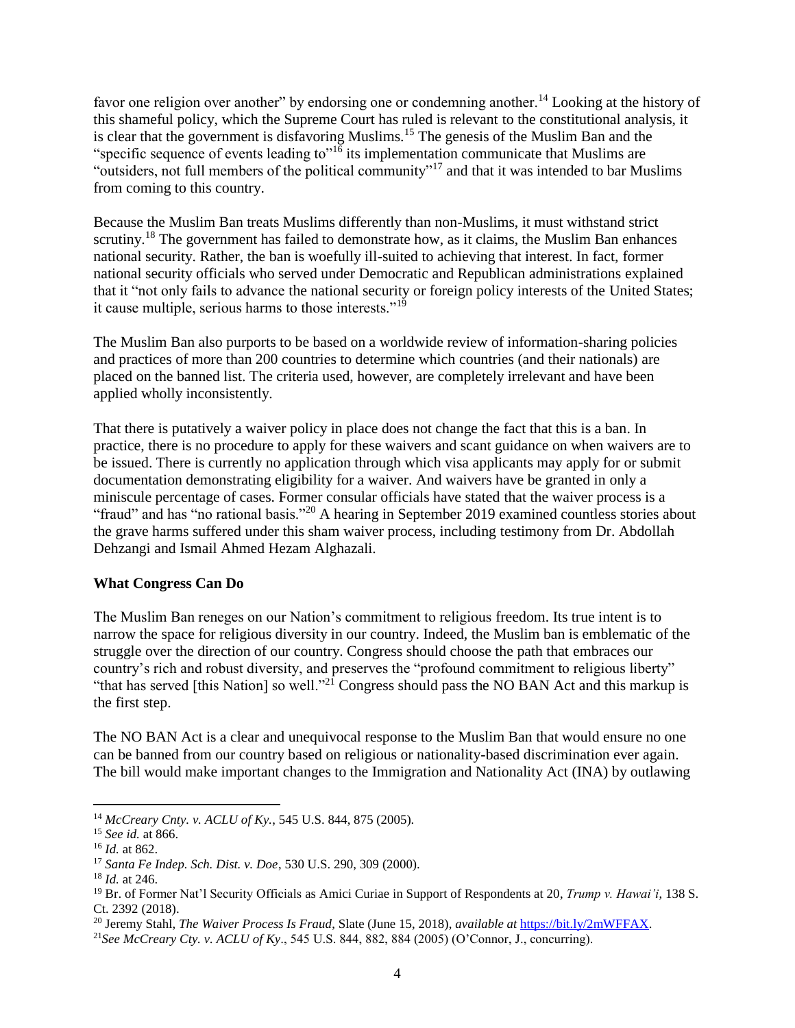favor one religion over another" by endorsing one or condemning another.[14] Looking at the history of this shameful policy, which the Supreme Court has ruled is relevant to the constitutional analysis, it is clear that the government is disfavoring Muslims.[15] The genesis of the Muslim Ban and the "specific sequence of events leading to"[16] its implementation communicate that Muslims are "outsiders, not full members of the political community"[17] and that it was intended to bar Muslims from coming to this country.

Because the Muslim Ban treats Muslims differently than non-Muslims, it must withstand strict scrutiny.[18] The government has failed to demonstrate how, as it claims, the Muslim Ban enhances national security. Rather, the ban is woefully ill-suited to achieving that interest. In fact, former national security officials who served under Democratic and Republican administrations explained that it "not only fails to advance the national security or foreign policy interests of the United States; it cause multiple, serious harms to those interests."[19]

The Muslim Ban also purports to be based on a worldwide review of information-sharing policies and practices of more than 200 countries to determine which countries (and their nationals) are placed on the banned list. The criteria used, however, are completely irrelevant and have been applied wholly inconsistently.

That there is putatively a waiver policy in place does not change the fact that this is a ban. In practice, there is no procedure to apply for these waivers and scant guidance on when waivers are to be issued. There is currently no application through which visa applicants may apply for or submit documentation demonstrating eligibility for a waiver. And waivers have be granted in only a miniscule percentage of cases. Former consular officials have stated that the waiver process is a "fraud" and has "no rational basis."[20] A hearing in September 2019 examined countless stories about the grave harms suffered under this sham waiver process, including testimony from Dr. Abdollah Dehzangi and Ismail Ahmed Hezam Alghazali.

**What Congress Can Do**

The Muslim Ban reneges on our Nation's commitment to religious freedom. Its true intent is to narrow the space for religious diversity in our country. Indeed, the Muslim ban is emblematic of the struggle over the direction of our country. Congress should choose the path that embraces our country's rich and robust diversity, and preserves the "profound commitment to religious liberty" "that has served [this Nation] so well."[21] Congress should pass the NO BAN Act and this markup is the first step.

The NO BAN Act is a clear and unequivocal response to the Muslim Ban that would ensure no one can be banned from our country based on religious or nationality-based discrimination ever again. The bill would make important changes to the Immigration and Nationality Act (INA) by outlawing

---

[14] *McCreary Cnty. v. ACLU of Ky.*, 545 U.S. 844, 875 (2005).

[15] *See id.* at 866.

[16] *Id.* at 862.

[17] *Santa Fe Indep. Sch. Dist. v. Doe*, 530 U.S. 290, 309 (2000).

[18] *Id.* at 246.

[19] Br. of Former Nat'l Security Officials as Amici Curiae in Support of Respondents at 20, *Trump v. Hawai'i*, 138 S. Ct. 2392 (2018).

[20] Jeremy Stahl, *The Waiver Process Is Fraud*, Slate (June 15, 2018), *available at* https://bit.ly/2mWFFAX.

[21] *See McCreary Cty. v. ACLU of Ky*., 545 U.S. 844, 882, 884 (2005) (O'Connor, J., concurring).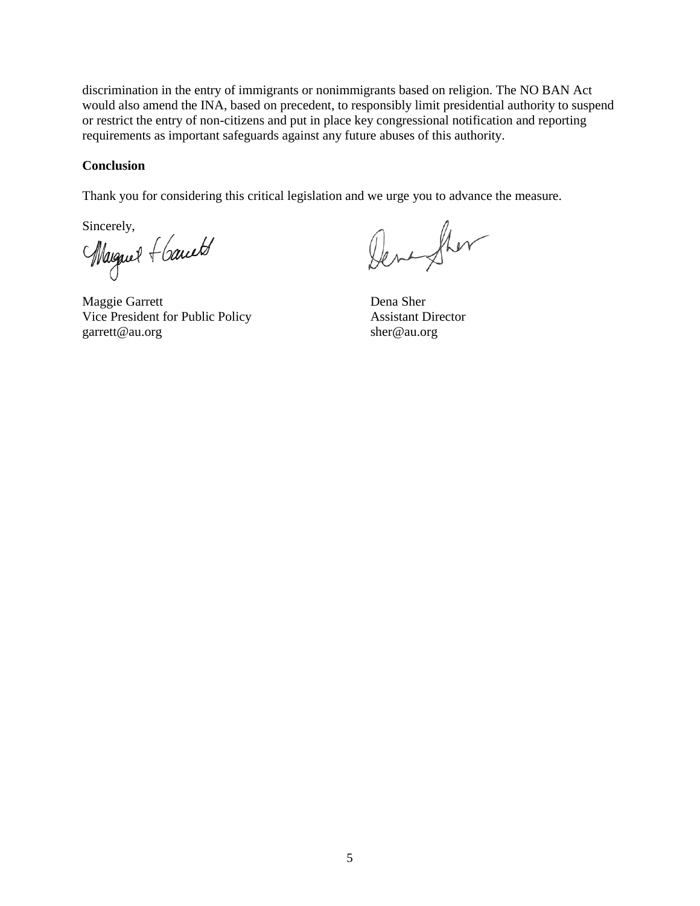discrimination in the entry of immigrants or nonimmigrants based on religion. The NO BAN Act would also amend the INA, based on precedent, to responsibly limit presidential authority to suspend or restrict the entry of non-citizens and put in place key congressional notification and reporting requirements as important safeguards against any future abuses of this authority.

**Conclusion**

Thank you for considering this critical legislation and we urge you to advance the measure.

Sincerely,

Maggie Garrett
Vice President for Public Policy
garrett@au.org

Dena Sher
Assistant Director
sher@au.org